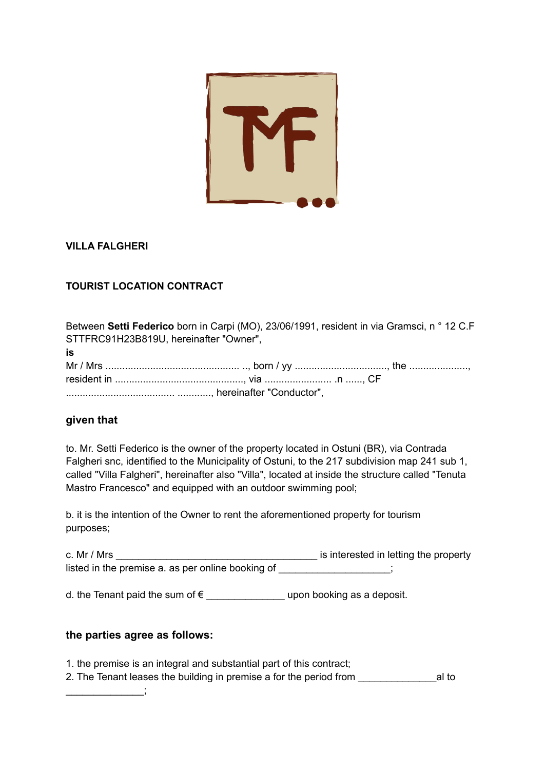**VILLA FALGHERI**

**TOURIST LOCATION CONTRACT**

Between **Setti Federico** born in Carpi (MO), 23/06/1991, resident in via Gramsci, n ° 12 C.F STTFRC91H23B819U, hereinafter "Owner",

**is**

Mr / Mrs ................................................ .., born / yy ................................, the ....................., resident in .............................................., via ........................ .n ......, CF ...................................... ............, hereinafter "Conductor",

## given that

to. Mr. Setti Federico is the owner of the property located in Ostuni (BR), via Contrada Falgheri snc, identified to the Municipality of Ostuni, to the 217 subdivision map 241 sub 1, called "Villa Falgheri", hereinafter also "Villa", located at inside the structure called "Tenuta Mastro Francesco" and equipped with an outdoor swimming pool;

b. it is the intention of the Owner to rent the aforementioned property for tourism purposes;

c. Mr / Mrs ____________________________________ is interested in letting the property listed in the premise a. as per online booking of ___________________;

d. the Tenant paid the sum of € ______________ upon booking as a deposit.

## the parties agree as follows:

1. the premise is an integral and substantial part of this contract;
2. The Tenant leases the building in premise a for the period from ______________al to ______________;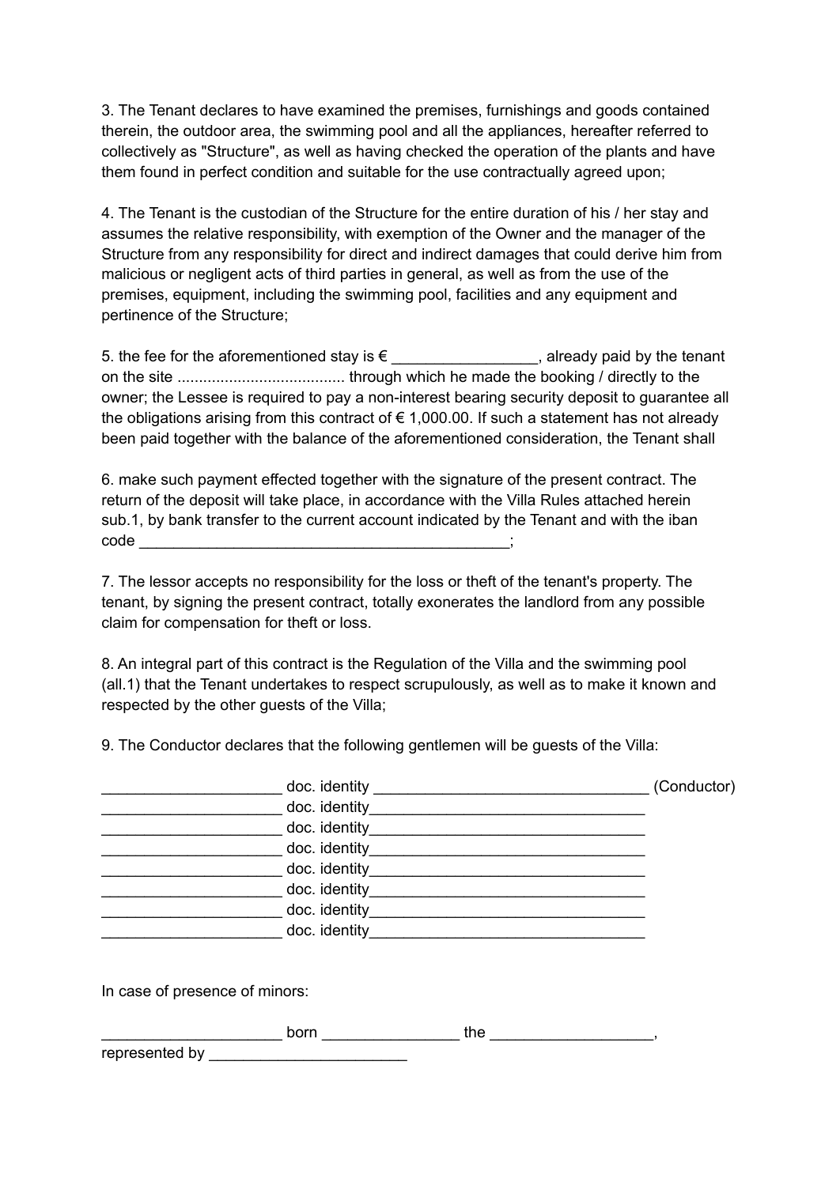3. The Tenant declares to have examined the premises, furnishings and goods contained therein, the outdoor area, the swimming pool and all the appliances, hereafter referred to collectively as "Structure", as well as having checked the operation of the plants and have them found in perfect condition and suitable for the use contractually agreed upon;

4. The Tenant is the custodian of the Structure for the entire duration of his / her stay and assumes the relative responsibility, with exemption of the Owner and the manager of the Structure from any responsibility for direct and indirect damages that could derive him from malicious or negligent acts of third parties in general, as well as from the use of the premises, equipment, including the swimming pool, facilities and any equipment and pertinence of the Structure;

5. the fee for the aforementioned stay is € _________________, already paid by the tenant on the site ....................................... through which he made the booking / directly to the owner; the Lessee is required to pay a non-interest bearing security deposit to guarantee all the obligations arising from this contract of € 1,000.00. If such a statement has not already been paid together with the balance of the aforementioned consideration, the Tenant shall

6. make such payment effected together with the signature of the present contract. The return of the deposit will take place, in accordance with the Villa Rules attached herein sub.1, by bank transfer to the current account indicated by the Tenant and with the iban code ____________________________________________;

7. The lessor accepts no responsibility for the loss or theft of the tenant's property. The tenant, by signing the present contract, totally exonerates the landlord from any possible claim for compensation for theft or loss.

8. An integral part of this contract is the Regulation of the Villa and the swimming pool (all.1) that the Tenant undertakes to respect scrupulously, as well as to make it known and respected by the other guests of the Villa;

9. The Conductor declares that the following gentlemen will be guests of the Villa:

_____________________ doc. identity ________________________________ (Conductor)
_____________________ doc. identity________________________________
_____________________ doc. identity________________________________
_____________________ doc. identity________________________________
_____________________ doc. identity________________________________
_____________________ doc. identity________________________________
_____________________ doc. identity________________________________
_____________________ doc. identity________________________________

In case of presence of minors:

_____________________ born ________________ the ___________________,
represented by _______________________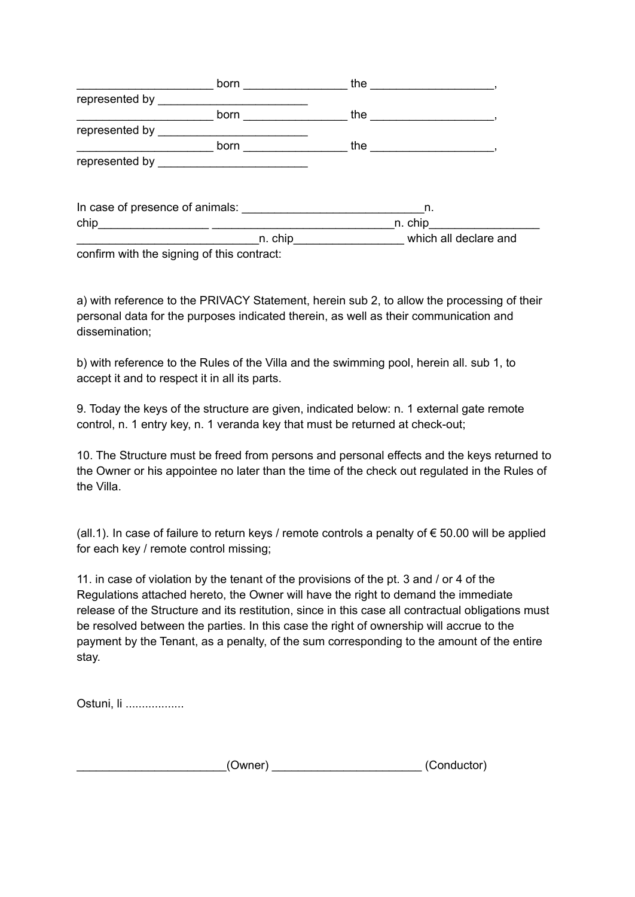_____________________ born ________________ the ___________________,
represented by _______________________
_____________________ born ________________ the ___________________,
represented by _______________________
_____________________ born ________________ the ___________________,
represented by _______________________

In case of presence of animals: ____________________________n. chip_________________ ____________________________n. chip_________________ ____________________________n. chip_________________ which all declare and confirm with the signing of this contract:

a) with reference to the PRIVACY Statement, herein sub 2, to allow the processing of their personal data for the purposes indicated therein, as well as their communication and dissemination;

b) with reference to the Rules of the Villa and the swimming pool, herein all. sub 1, to accept it and to respect it in all its parts.

9. Today the keys of the structure are given, indicated below: n. 1 external gate remote control, n. 1 entry key, n. 1 veranda key that must be returned at check-out;

10. The Structure must be freed from persons and personal effects and the keys returned to the Owner or his appointee no later than the time of the check out regulated in the Rules of the Villa.

(all.1). In case of failure to return keys / remote controls a penalty of € 50.00 will be applied for each key / remote control missing;

11. in case of violation by the tenant of the provisions of the pt. 3 and / or 4 of the Regulations attached hereto, the Owner will have the right to demand the immediate release of the Structure and its restitution, since in this case all contractual obligations must be resolved between the parties. In this case the right of ownership will accrue to the payment by the Tenant, as a penalty, of the sum corresponding to the amount of the entire stay.

Ostuni, li ..................

_______________________(Owner) ______________________ (Conductor)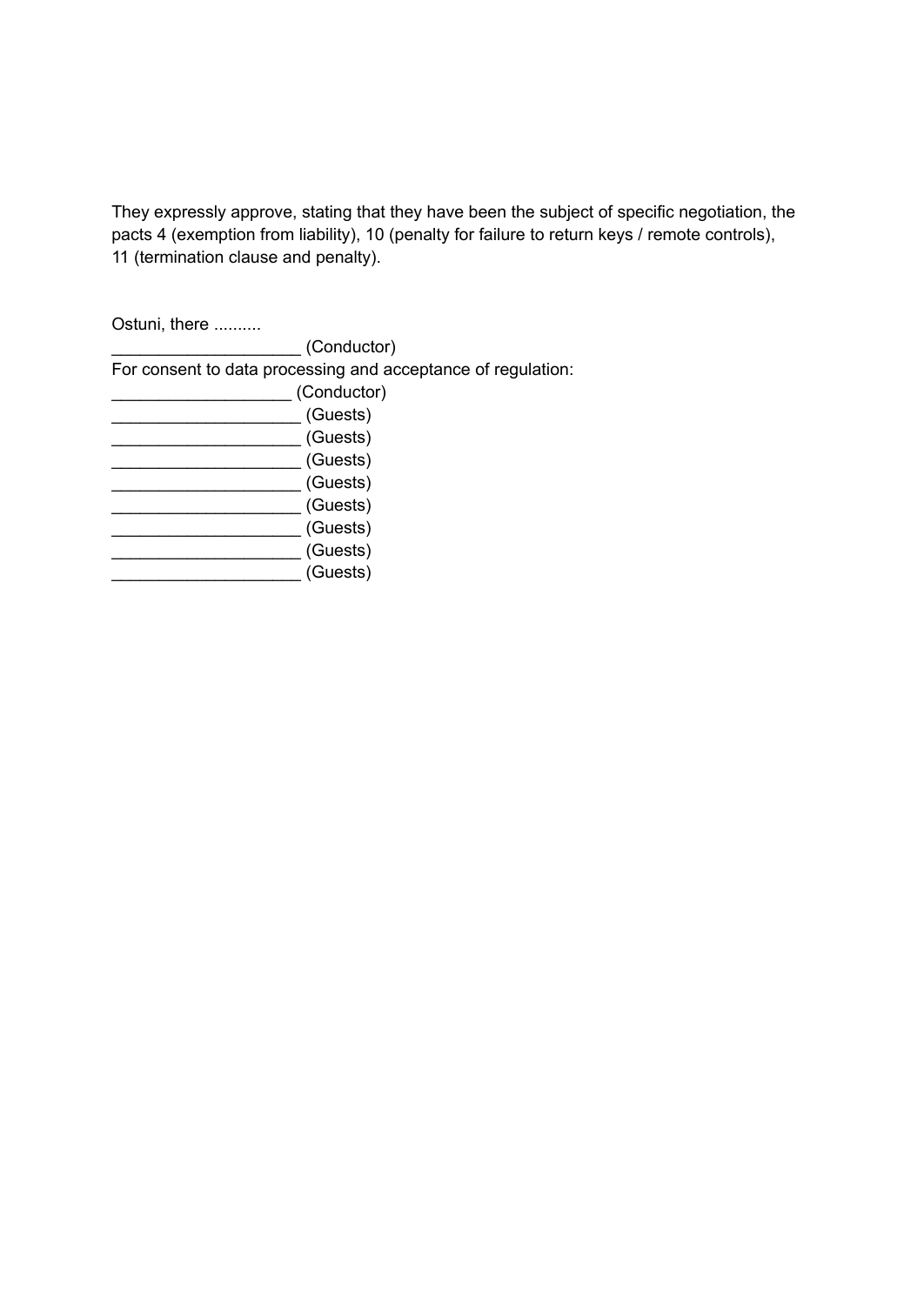They expressly approve, stating that they have been the subject of specific negotiation, the pacts 4 (exemption from liability), 10 (penalty for failure to return keys / remote controls), 11 (termination clause and penalty).

Ostuni, there ..........

____________________ (Conductor)

For consent to data processing and acceptance of regulation:

___________________ (Conductor)

____________________ (Guests)

____________________ (Guests)

____________________ (Guests)

____________________ (Guests)

____________________ (Guests)

____________________ (Guests)

____________________ (Guests)

____________________ (Guests)